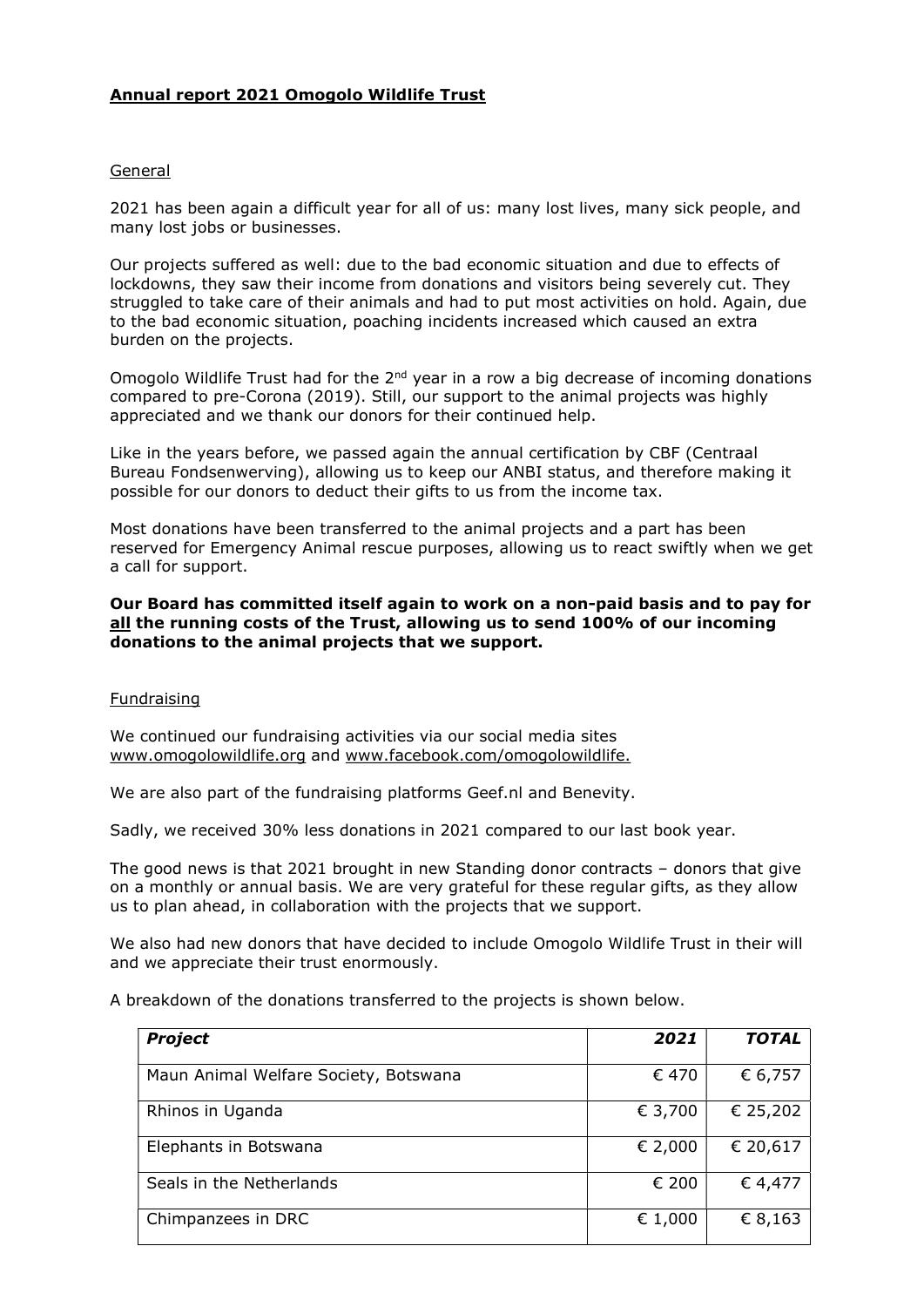# **Annual report 2021 Omogolo Wildlife Trust**

## General

2021 has been again a difficult year for all of us: many lost lives, many sick people, and many lost jobs or businesses.

Our projects suffered as well: due to the bad economic situation and due to effects of lockdowns, they saw their income from donations and visitors being severely cut. They struggled to take care of their animals and had to put most activities on hold. Again, due to the bad economic situation, poaching incidents increased which caused an extra burden on the projects.

Omogolo Wildlife Trust had for the 2nd year in a row a big decrease of incoming donations compared to pre-Corona (2019). Still, our support to the animal projects was highly appreciated and we thank our donors for their continued help.

Like in the years before, we passed again the annual certification by CBF (Centraal Bureau Fondsenwerving), allowing us to keep our ANBI status, and therefore making it possible for our donors to deduct their gifts to us from the income tax.

Most donations have been transferred to the animal projects and a part has been reserved for Emergency Animal rescue purposes, allowing us to react swiftly when we get a call for support.

**Our Board has committed itself again to work on a non-paid basis and to pay for <u>all</u> the running costs of the Trust, allowing us to send 100% of our incoming donations to the animal projects that we support.**

## Fundraising

We continued our fundraising activities via our social media sites www.omogolowildlife.org and www.facebook.com/omogolowildlife.

We are also part of the fundraising platforms Geef.nl and Benevity.

Sadly, we received 30% less donations in 2021 compared to our last book year.

The good news is that 2021 brought in new Standing donor contracts – donors that give on a monthly or annual basis. We are very grateful for these regular gifts, as they allow us to plan ahead, in collaboration with the projects that we support.

We also had new donors that have decided to include Omogolo Wildlife Trust in their will and we appreciate their trust enormously.

A breakdown of the donations transferred to the projects is shown below.

| ***Project*** | ***2021*** | ***TOTAL*** |
|---|---:|---:|
| Maun Animal Welfare Society, Botswana | € 470 | € 6,757 |
| Rhinos in Uganda | € 3,700 | € 25,202 |
| Elephants in Botswana | € 2,000 | € 20,617 |
| Seals in the Netherlands | € 200 | € 4,477 |
| Chimpanzees in DRC | € 1,000 | € 8,163 |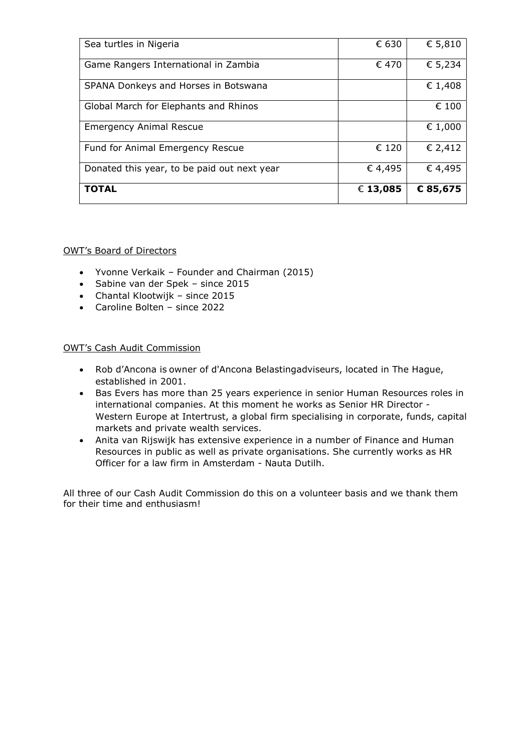| Sea turtles in Nigeria | € 630 | € 5,810 |
|---|---|---|
| Game Rangers International in Zambia | € 470 | € 5,234 |
| SPANA Donkeys and Horses in Botswana | | € 1,408 |
| Global March for Elephants and Rhinos | | € 100 |
| Emergency Animal Rescue | | € 1,000 |
| Fund for Animal Emergency Rescue | € 120 | € 2,412 |
| Donated this year, to be paid out next year | € 4,495 | € 4,495 |
| **TOTAL** | € **13,085** | **€ 85,675** |

OWT's Board of Directors

- Yvonne Verkaik – Founder and Chairman (2015)
- Sabine van der Spek – since 2015
- Chantal Klootwijk – since 2015
- Caroline Bolten – since 2022

OWT's Cash Audit Commission

- Rob d'Ancona is owner of d'Ancona Belastingadviseurs, located in The Hague, established in 2001.
- Bas Evers has more than 25 years experience in senior Human Resources roles in international companies. At this moment he works as Senior HR Director - Western Europe at Intertrust, a global firm specialising in corporate, funds, capital markets and private wealth services.
- Anita van Rijswijk has extensive experience in a number of Finance and Human Resources in public as well as private organisations. She currently works as HR Officer for a law firm in Amsterdam - Nauta Dutilh.

All three of our Cash Audit Commission do this on a volunteer basis and we thank them for their time and enthusiasm!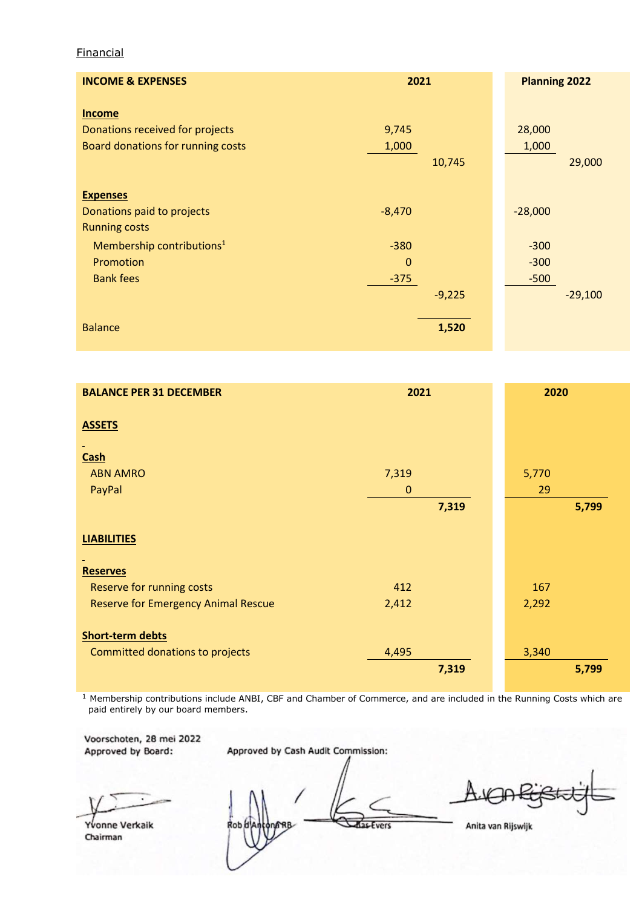Financial

| INCOME & EXPENSES | 2021 | | Planning 2022 | |
|---|---|---|---|---|
| **Income** | | | | |
| Donations received for projects | 9,745 | | 28,000 | |
| Board donations for running costs | 1,000 | | 1,000 | |
| | | 10,745 | | 29,000 |
| **Expenses** | | | | |
| Donations paid to projects | -8,470 | | -28,000 | |
| Running costs | | | | |
| Membership contributions[1] | -380 | | -300 | |
| Promotion | 0 | | -300 | |
| Bank fees | -375 | | -500 | |
| | | -9,225 | | -29,100 |
| Balance | | **1,520** | | |

| BALANCE PER 31 DECEMBER | 2021 | | 2020 | |
|---|---|---|---|---|
| **ASSETS** | | | | |
| **Cash** | | | | |
| ABN AMRO | 7,319 | | 5,770 | |
| PayPal | 0 | | 29 | |
| | | **7,319** | | **5,799** |
| **LIABILITIES** | | | | |
| **Reserves** | | | | |
| Reserve for running costs | 412 | | 167 | |
| Reserve for Emergency Animal Rescue | 2,412 | | 2,292 | |
| **Short-term debts** | | | | |
| Committed donations to projects | 4,495 | | 3,340 | |
| | | **7,319** | | **5,799** |

[1] Membership contributions include ANBI, CBF and Chamber of Commerce, and are included in the Running Costs which are paid entirely by our board members.

Voorschoten, 28 mei 2022
Approved by Board:

Yvonne Verkaik
Chairman

Approved by Cash Audit Commission:

Rob d'Ancona RB

Bas Evers

Anita van Rijswijk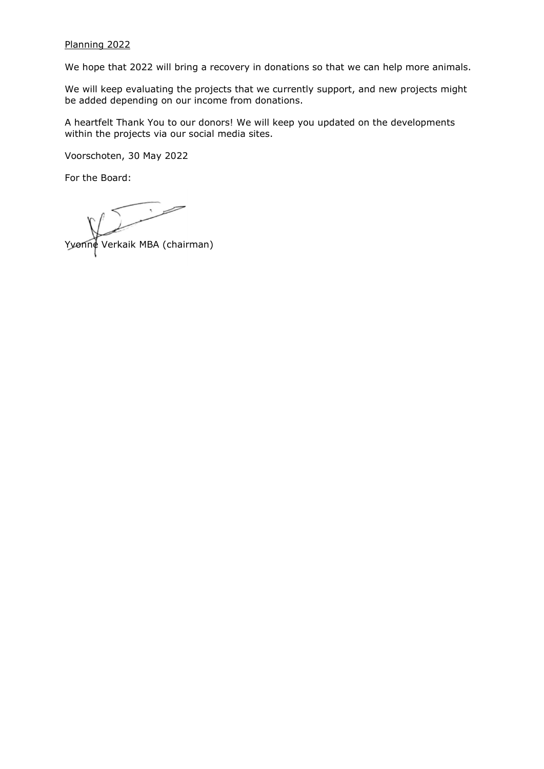<u>Planning 2022</u>

We hope that 2022 will bring a recovery in donations so that we can help more animals.

We will keep evaluating the projects that we currently support, and new projects might be added depending on our income from donations.

A heartfelt Thank You to our donors! We will keep you updated on the developments within the projects via our social media sites.

Voorschoten, 30 May 2022

For the Board:

Yvonne Verkaik MBA (chairman)